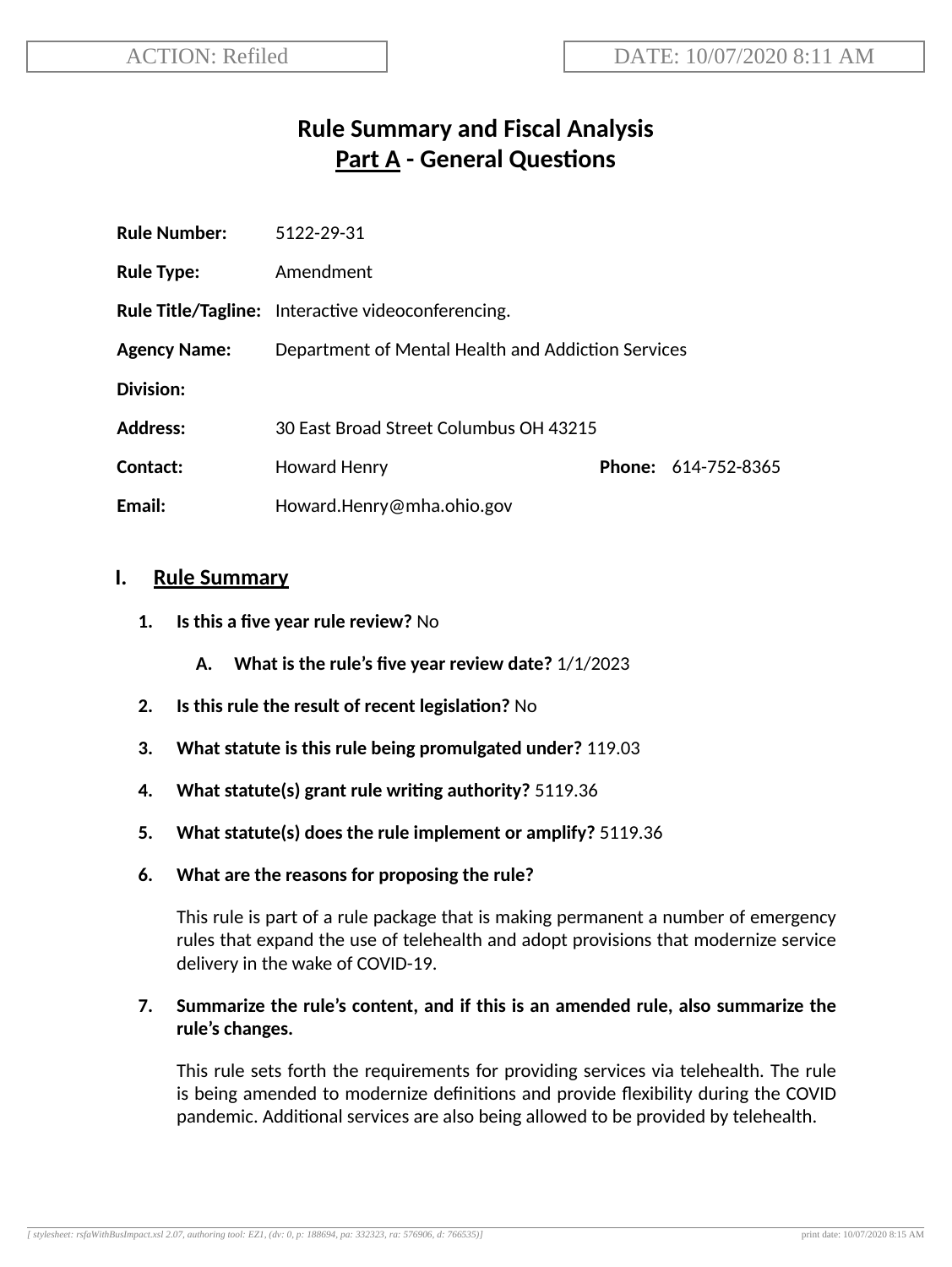ACTION: Refiled | DATE: 10/07/2020 8:11 AM

# Rule Summary and Fiscal Analysis
## Part A - General Questions

**Rule Number:** 5122-29-31

**Rule Type:** Amendment

**Rule Title/Tagline:** Interactive videoconferencing.

**Agency Name:** Department of Mental Health and Addiction Services

**Division:**

**Address:** 30 East Broad Street Columbus OH 43215

**Contact:** Howard Henry **Phone:** 614-752-8365

**Email:** Howard.Henry@mha.ohio.gov

## I. Rule Summary

1. **Is this a five year rule review?** No

   A. **What is the rule's five year review date?** 1/1/2023

2. **Is this rule the result of recent legislation?** No

3. **What statute is this rule being promulgated under?** 119.03

4. **What statute(s) grant rule writing authority?** 5119.36

5. **What statute(s) does the rule implement or amplify?** 5119.36

6. **What are the reasons for proposing the rule?**

   This rule is part of a rule package that is making permanent a number of emergency rules that expand the use of telehealth and adopt provisions that modernize service delivery in the wake of COVID-19.

7. **Summarize the rule's content, and if this is an amended rule, also summarize the rule's changes.**

   This rule sets forth the requirements for providing services via telehealth. The rule is being amended to modernize definitions and provide flexibility during the COVID pandemic. Additional services are also being allowed to be provided by telehealth.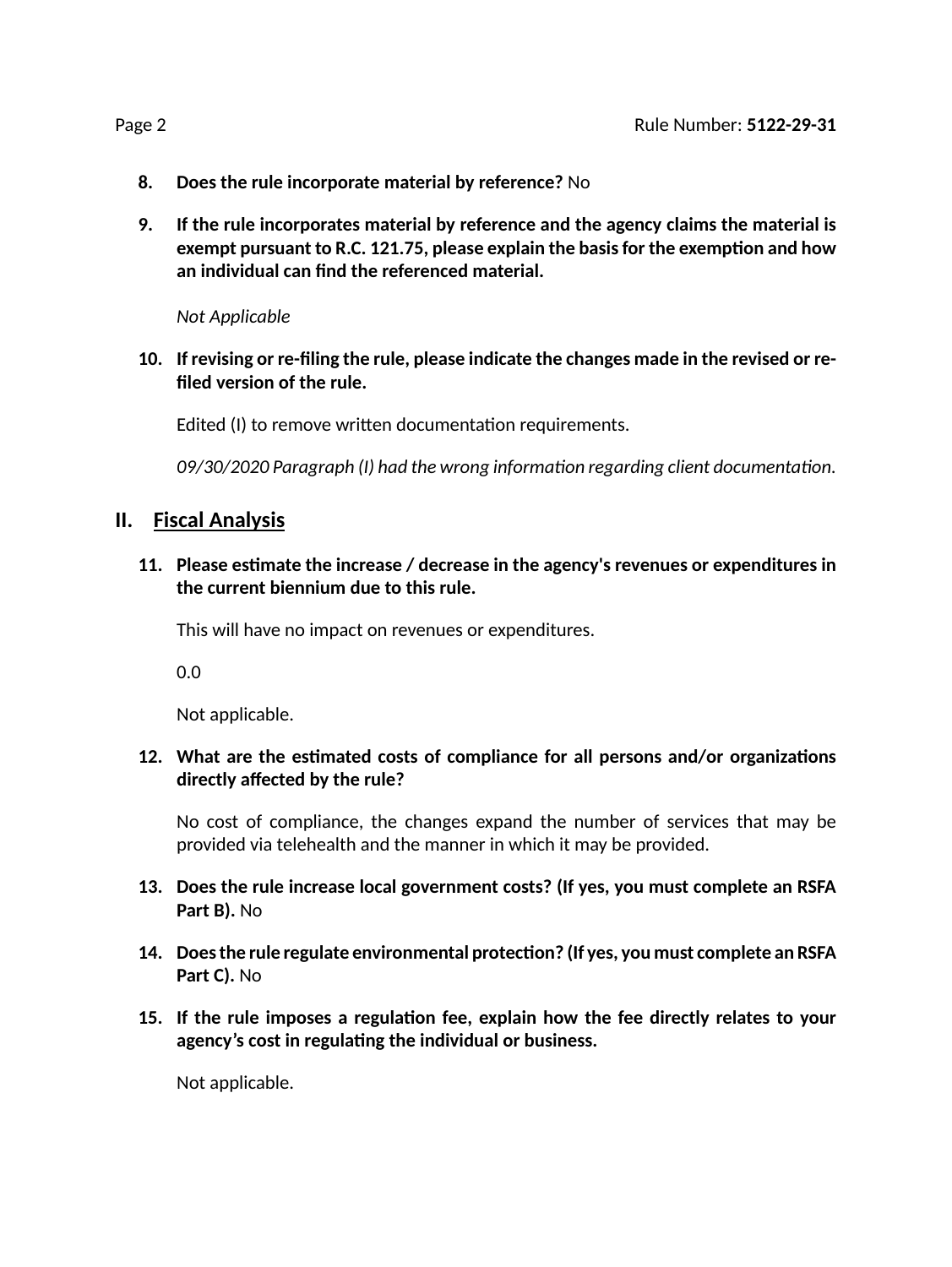8. **Does the rule incorporate material by reference?** No

9. **If the rule incorporates material by reference and the agency claims the material is exempt pursuant to R.C. 121.75, please explain the basis for the exemption and how an individual can find the referenced material.**

   *Not Applicable*

10. **If revising or re-filing the rule, please indicate the changes made in the revised or re-filed version of the rule.**

    Edited (I) to remove written documentation requirements.

    *09/30/2020 Paragraph (I) had the wrong information regarding client documentation.*

## II. Fiscal Analysis

11. **Please estimate the increase / decrease in the agency's revenues or expenditures in the current biennium due to this rule.**

    This will have no impact on revenues or expenditures.

    0.0

    Not applicable.

12. **What are the estimated costs of compliance for all persons and/or organizations directly affected by the rule?**

    No cost of compliance, the changes expand the number of services that may be provided via telehealth and the manner in which it may be provided.

13. **Does the rule increase local government costs? (If yes, you must complete an RSFA Part B).** No

14. **Does the rule regulate environmental protection? (If yes, you must complete an RSFA Part C).** No

15. **If the rule imposes a regulation fee, explain how the fee directly relates to your agency's cost in regulating the individual or business.**

    Not applicable.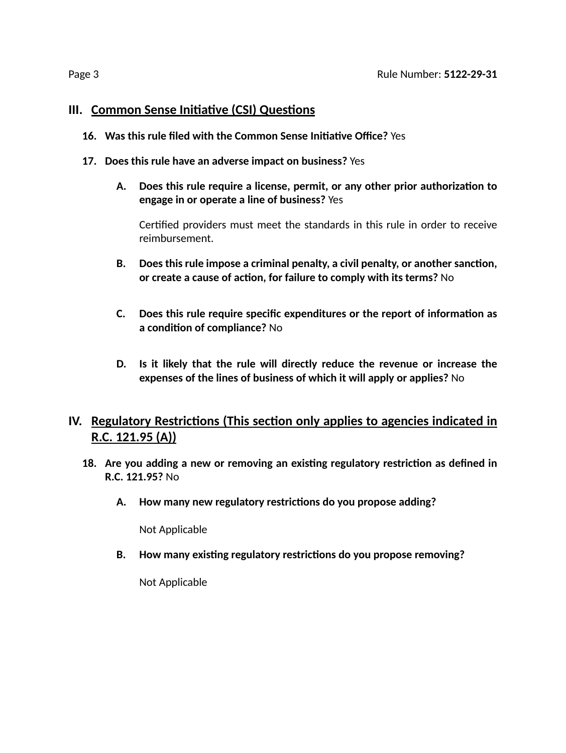## III. Common Sense Initiative (CSI) Questions

16. **Was this rule filed with the Common Sense Initiative Office?** Yes

17. **Does this rule have an adverse impact on business?** Yes

    A. **Does this rule require a license, permit, or any other prior authorization to engage in or operate a line of business?** Yes

       Certified providers must meet the standards in this rule in order to receive reimbursement.

    B. **Does this rule impose a criminal penalty, a civil penalty, or another sanction, or create a cause of action, for failure to comply with its terms?** No

    C. **Does this rule require specific expenditures or the report of information as a condition of compliance?** No

    D. **Is it likely that the rule will directly reduce the revenue or increase the expenses of the lines of business of which it will apply or applies?** No

## IV. Regulatory Restrictions (This section only applies to agencies indicated in R.C. 121.95 (A))

18. **Are you adding a new or removing an existing regulatory restriction as defined in R.C. 121.95?** No

    A. **How many new regulatory restrictions do you propose adding?**

       Not Applicable

    B. **How many existing regulatory restrictions do you propose removing?**

       Not Applicable